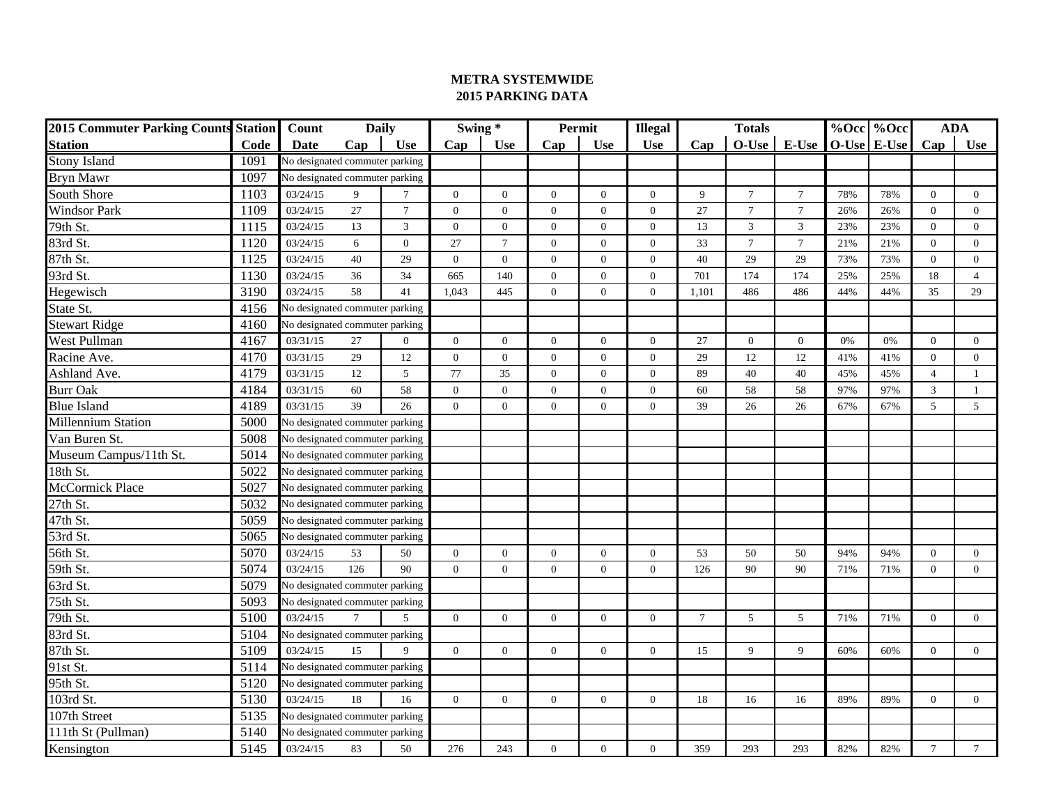# METRA SYSTEMWIDE
## 2015 PARKING DATA

| 2015 Commuter Parking Counts | Station | Count | Daily | | Swing * | | Permit | | Illegal | Totals | | | %Occ | %Occ | ADA | |
|---|---|---|---|---|---|---|---|---|---|---|---|---|---|---|---|---|
| Station | Code | Date | Cap | Use | Cap | Use | Cap | Use | Use | Cap | O-Use | E-Use | O-Use | E-Use | Cap | Use |
| Stony Island | 1091 | No designated commuter parking | | | | | | | | | | | | | | |
| Bryn Mawr | 1097 | No designated commuter parking | | | | | | | | | | | | | | |
| South Shore | 1103 | 03/24/15 | 9 | 7 | 0 | 0 | 0 | 0 | 0 | 9 | 7 | 7 | 78% | 78% | 0 | 0 |
| Windsor Park | 1109 | 03/24/15 | 27 | 7 | 0 | 0 | 0 | 0 | 0 | 27 | 7 | 7 | 26% | 26% | 0 | 0 |
| 79th St. | 1115 | 03/24/15 | 13 | 3 | 0 | 0 | 0 | 0 | 0 | 13 | 3 | 3 | 23% | 23% | 0 | 0 |
| 83rd St. | 1120 | 03/24/15 | 6 | 0 | 27 | 7 | 0 | 0 | 0 | 33 | 7 | 7 | 21% | 21% | 0 | 0 |
| 87th St. | 1125 | 03/24/15 | 40 | 29 | 0 | 0 | 0 | 0 | 0 | 40 | 29 | 29 | 73% | 73% | 0 | 0 |
| 93rd St. | 1130 | 03/24/15 | 36 | 34 | 665 | 140 | 0 | 0 | 0 | 701 | 174 | 174 | 25% | 25% | 18 | 4 |
| Hegewisch | 3190 | 03/24/15 | 58 | 41 | 1,043 | 445 | 0 | 0 | 0 | 1,101 | 486 | 486 | 44% | 44% | 35 | 29 |
| State St. | 4156 | No designated commuter parking | | | | | | | | | | | | | | |
| Stewart Ridge | 4160 | No designated commuter parking | | | | | | | | | | | | | | |
| West Pullman | 4167 | 03/31/15 | 27 | 0 | 0 | 0 | 0 | 0 | 0 | 27 | 0 | 0 | 0% | 0% | 0 | 0 |
| Racine Ave. | 4170 | 03/31/15 | 29 | 12 | 0 | 0 | 0 | 0 | 0 | 29 | 12 | 12 | 41% | 41% | 0 | 0 |
| Ashland Ave. | 4179 | 03/31/15 | 12 | 5 | 77 | 35 | 0 | 0 | 0 | 89 | 40 | 40 | 45% | 45% | 4 | 1 |
| Burr Oak | 4184 | 03/31/15 | 60 | 58 | 0 | 0 | 0 | 0 | 0 | 60 | 58 | 58 | 97% | 97% | 3 | 1 |
| Blue Island | 4189 | 03/31/15 | 39 | 26 | 0 | 0 | 0 | 0 | 0 | 39 | 26 | 26 | 67% | 67% | 5 | 5 |
| Millennium Station | 5000 | No designated commuter parking | | | | | | | | | | | | | | |
| Van Buren St. | 5008 | No designated commuter parking | | | | | | | | | | | | | | |
| Museum Campus/11th St. | 5014 | No designated commuter parking | | | | | | | | | | | | | | |
| 18th St. | 5022 | No designated commuter parking | | | | | | | | | | | | | | |
| McCormick Place | 5027 | No designated commuter parking | | | | | | | | | | | | | | |
| 27th St. | 5032 | No designated commuter parking | | | | | | | | | | | | | | |
| 47th St. | 5059 | No designated commuter parking | | | | | | | | | | | | | | |
| 53rd St. | 5065 | No designated commuter parking | | | | | | | | | | | | | | |
| 56th St. | 5070 | 03/24/15 | 53 | 50 | 0 | 0 | 0 | 0 | 0 | 53 | 50 | 50 | 94% | 94% | 0 | 0 |
| 59th St. | 5074 | 03/24/15 | 126 | 90 | 0 | 0 | 0 | 0 | 0 | 126 | 90 | 90 | 71% | 71% | 0 | 0 |
| 63rd St. | 5079 | No designated commuter parking | | | | | | | | | | | | | | |
| 75th St. | 5093 | No designated commuter parking | | | | | | | | | | | | | | |
| 79th St. | 5100 | 03/24/15 | 7 | 5 | 0 | 0 | 0 | 0 | 0 | 7 | 5 | 5 | 71% | 71% | 0 | 0 |
| 83rd St. | 5104 | No designated commuter parking | | | | | | | | | | | | | | |
| 87th St. | 5109 | 03/24/15 | 15 | 9 | 0 | 0 | 0 | 0 | 0 | 15 | 9 | 9 | 60% | 60% | 0 | 0 |
| 91st St. | 5114 | No designated commuter parking | | | | | | | | | | | | | | |
| 95th St. | 5120 | No designated commuter parking | | | | | | | | | | | | | | |
| 103rd St. | 5130 | 03/24/15 | 18 | 16 | 0 | 0 | 0 | 0 | 0 | 18 | 16 | 16 | 89% | 89% | 0 | 0 |
| 107th Street | 5135 | No designated commuter parking | | | | | | | | | | | | | | |
| 111th St (Pullman) | 5140 | No designated commuter parking | | | | | | | | | | | | | | |
| Kensington | 5145 | 03/24/15 | 83 | 50 | 276 | 243 | 0 | 0 | 0 | 359 | 293 | 293 | 82% | 82% | 7 | 7 |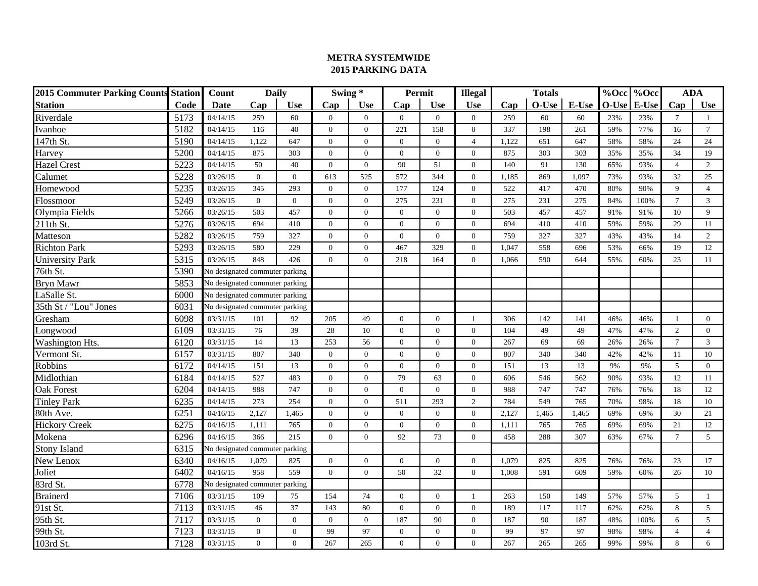# METRA SYSTEMWIDE
# 2015 PARKING DATA

| 2015 Commuter Parking Counts | Station | Count | Daily | | Swing * | | Permit | | Illegal | Totals | | | %Occ | %Occ | ADA | |
|---|---|---|---|---|---|---|---|---|---|---|---|---|---|---|---|---|
| Station | Code | Date | Cap | Use | Cap | Use | Cap | Use | Use | Cap | O-Use | E-Use | O-Use | E-Use | Cap | Use |
| Riverdale | 5173 | 04/14/15 | 259 | 60 | 0 | 0 | 0 | 0 | 0 | 259 | 60 | 60 | 23% | 23% | 7 | 1 |
| Ivanhoe | 5182 | 04/14/15 | 116 | 40 | 0 | 0 | 221 | 158 | 0 | 337 | 198 | 261 | 59% | 77% | 16 | 7 |
| 147th St. | 5190 | 04/14/15 | 1,122 | 647 | 0 | 0 | 0 | 0 | 4 | 1,122 | 651 | 647 | 58% | 58% | 24 | 24 |
| Harvey | 5200 | 04/14/15 | 875 | 303 | 0 | 0 | 0 | 0 | 0 | 875 | 303 | 303 | 35% | 35% | 34 | 19 |
| Hazel Crest | 5223 | 04/14/15 | 50 | 40 | 0 | 0 | 90 | 51 | 0 | 140 | 91 | 130 | 65% | 93% | 4 | 2 |
| Calumet | 5228 | 03/26/15 | 0 | 0 | 613 | 525 | 572 | 344 | 0 | 1,185 | 869 | 1,097 | 73% | 93% | 32 | 25 |
| Homewood | 5235 | 03/26/15 | 345 | 293 | 0 | 0 | 177 | 124 | 0 | 522 | 417 | 470 | 80% | 90% | 9 | 4 |
| Flossmoor | 5249 | 03/26/15 | 0 | 0 | 0 | 0 | 275 | 231 | 0 | 275 | 231 | 275 | 84% | 100% | 7 | 3 |
| Olympia Fields | 5266 | 03/26/15 | 503 | 457 | 0 | 0 | 0 | 0 | 0 | 503 | 457 | 457 | 91% | 91% | 10 | 9 |
| 211th St. | 5276 | 03/26/15 | 694 | 410 | 0 | 0 | 0 | 0 | 0 | 694 | 410 | 410 | 59% | 59% | 29 | 11 |
| Matteson | 5282 | 03/26/15 | 759 | 327 | 0 | 0 | 0 | 0 | 0 | 759 | 327 | 327 | 43% | 43% | 14 | 2 |
| Richton Park | 5293 | 03/26/15 | 580 | 229 | 0 | 0 | 467 | 329 | 0 | 1,047 | 558 | 696 | 53% | 66% | 19 | 12 |
| University Park | 5315 | 03/26/15 | 848 | 426 | 0 | 0 | 218 | 164 | 0 | 1,066 | 590 | 644 | 55% | 60% | 23 | 11 |
| 76th St. | 5390 | No designated commuter parking | | | | | | | | | | | | | | |
| Bryn Mawr | 5853 | No designated commuter parking | | | | | | | | | | | | | | |
| LaSalle St. | 6000 | No designated commuter parking | | | | | | | | | | | | | | |
| 35th St / "Lou" Jones | 6031 | No designated commuter parking | | | | | | | | | | | | | | |
| Gresham | 6098 | 03/31/15 | 101 | 92 | 205 | 49 | 0 | 0 | 1 | 306 | 142 | 141 | 46% | 46% | 1 | 0 |
| Longwood | 6109 | 03/31/15 | 76 | 39 | 28 | 10 | 0 | 0 | 0 | 104 | 49 | 49 | 47% | 47% | 2 | 0 |
| Washington Hts. | 6120 | 03/31/15 | 14 | 13 | 253 | 56 | 0 | 0 | 0 | 267 | 69 | 69 | 26% | 26% | 7 | 3 |
| Vermont St. | 6157 | 03/31/15 | 807 | 340 | 0 | 0 | 0 | 0 | 0 | 807 | 340 | 340 | 42% | 42% | 11 | 10 |
| Robbins | 6172 | 04/14/15 | 151 | 13 | 0 | 0 | 0 | 0 | 0 | 151 | 13 | 13 | 9% | 9% | 5 | 0 |
| Midlothian | 6184 | 04/14/15 | 527 | 483 | 0 | 0 | 79 | 63 | 0 | 606 | 546 | 562 | 90% | 93% | 12 | 11 |
| Oak Forest | 6204 | 04/14/15 | 988 | 747 | 0 | 0 | 0 | 0 | 0 | 988 | 747 | 747 | 76% | 76% | 18 | 12 |
| Tinley Park | 6235 | 04/14/15 | 273 | 254 | 0 | 0 | 511 | 293 | 2 | 784 | 549 | 765 | 70% | 98% | 18 | 10 |
| 80th Ave. | 6251 | 04/16/15 | 2,127 | 1,465 | 0 | 0 | 0 | 0 | 0 | 2,127 | 1,465 | 1,465 | 69% | 69% | 30 | 21 |
| Hickory Creek | 6275 | 04/16/15 | 1,111 | 765 | 0 | 0 | 0 | 0 | 0 | 1,111 | 765 | 765 | 69% | 69% | 21 | 12 |
| Mokena | 6296 | 04/16/15 | 366 | 215 | 0 | 0 | 92 | 73 | 0 | 458 | 288 | 307 | 63% | 67% | 7 | 5 |
| Stony Island | 6315 | No designated commuter parking | | | | | | | | | | | | | | |
| New Lenox | 6340 | 04/16/15 | 1,079 | 825 | 0 | 0 | 0 | 0 | 0 | 1,079 | 825 | 825 | 76% | 76% | 23 | 17 |
| Joliet | 6402 | 04/16/15 | 958 | 559 | 0 | 0 | 50 | 32 | 0 | 1,008 | 591 | 609 | 59% | 60% | 26 | 10 |
| 83rd St. | 6778 | No designated commuter parking | | | | | | | | | | | | | | |
| Brainerd | 7106 | 03/31/15 | 109 | 75 | 154 | 74 | 0 | 0 | 1 | 263 | 150 | 149 | 57% | 57% | 5 | 1 |
| 91st St. | 7113 | 03/31/15 | 46 | 37 | 143 | 80 | 0 | 0 | 0 | 189 | 117 | 117 | 62% | 62% | 8 | 5 |
| 95th St. | 7117 | 03/31/15 | 0 | 0 | 0 | 0 | 187 | 90 | 0 | 187 | 90 | 187 | 48% | 100% | 6 | 5 |
| 99th St. | 7123 | 03/31/15 | 0 | 0 | 99 | 97 | 0 | 0 | 0 | 99 | 97 | 97 | 98% | 98% | 4 | 4 |
| 103rd St. | 7128 | 03/31/15 | 0 | 0 | 267 | 265 | 0 | 0 | 0 | 267 | 265 | 265 | 99% | 99% | 8 | 6 |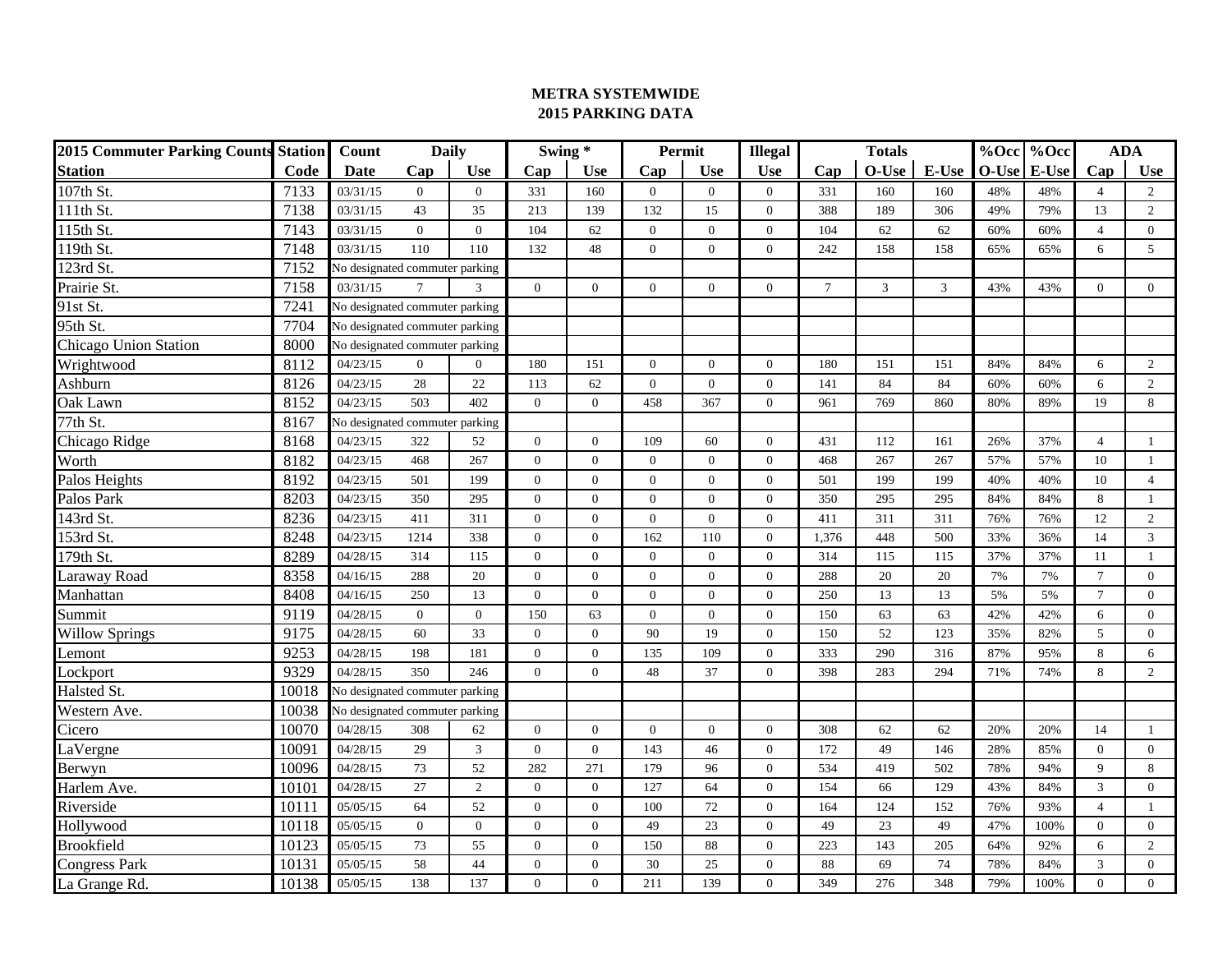# METRA SYSTEMWIDE
## 2015 PARKING DATA

| 2015 Commuter Parking Counts | Station | Count | Daily | | Swing * | | Permit | | Illegal | Totals | | | %Occ | %Occ | ADA | |
|---|---|---|---|---|---|---|---|---|---|---|---|---|---|---|---|---|
| Station | Code | Date | Cap | Use | Cap | Use | Cap | Use | Use | Cap | O-Use | E-Use | O-Use | E-Use | Cap | Use |
| 107th St. | 7133 | 03/31/15 | 0 | 0 | 331 | 160 | 0 | 0 | 0 | 331 | 160 | 160 | 48% | 48% | 4 | 2 |
| 111th St. | 7138 | 03/31/15 | 43 | 35 | 213 | 139 | 132 | 15 | 0 | 388 | 189 | 306 | 49% | 79% | 13 | 2 |
| 115th St. | 7143 | 03/31/15 | 0 | 0 | 104 | 62 | 0 | 0 | 0 | 104 | 62 | 62 | 60% | 60% | 4 | 0 |
| 119th St. | 7148 | 03/31/15 | 110 | 110 | 132 | 48 | 0 | 0 | 0 | 242 | 158 | 158 | 65% | 65% | 6 | 5 |
| 123rd St. | 7152 | No designated commuter parking | | | | | | | | | | | | | | |
| Prairie St. | 7158 | 03/31/15 | 7 | 3 | 0 | 0 | 0 | 0 | 0 | 7 | 3 | 3 | 43% | 43% | 0 | 0 |
| 91st St. | 7241 | No designated commuter parking | | | | | | | | | | | | | | |
| 95th St. | 7704 | No designated commuter parking | | | | | | | | | | | | | | |
| Chicago Union Station | 8000 | No designated commuter parking | | | | | | | | | | | | | | |
| Wrightwood | 8112 | 04/23/15 | 0 | 0 | 180 | 151 | 0 | 0 | 0 | 180 | 151 | 151 | 84% | 84% | 6 | 2 |
| Ashburn | 8126 | 04/23/15 | 28 | 22 | 113 | 62 | 0 | 0 | 0 | 141 | 84 | 84 | 60% | 60% | 6 | 2 |
| Oak Lawn | 8152 | 04/23/15 | 503 | 402 | 0 | 0 | 458 | 367 | 0 | 961 | 769 | 860 | 80% | 89% | 19 | 8 |
| 77th St. | 8167 | No designated commuter parking | | | | | | | | | | | | | | |
| Chicago Ridge | 8168 | 04/23/15 | 322 | 52 | 0 | 0 | 109 | 60 | 0 | 431 | 112 | 161 | 26% | 37% | 4 | 1 |
| Worth | 8182 | 04/23/15 | 468 | 267 | 0 | 0 | 0 | 0 | 0 | 468 | 267 | 267 | 57% | 57% | 10 | 1 |
| Palos Heights | 8192 | 04/23/15 | 501 | 199 | 0 | 0 | 0 | 0 | 0 | 501 | 199 | 199 | 40% | 40% | 10 | 4 |
| Palos Park | 8203 | 04/23/15 | 350 | 295 | 0 | 0 | 0 | 0 | 0 | 350 | 295 | 295 | 84% | 84% | 8 | 1 |
| 143rd St. | 8236 | 04/23/15 | 411 | 311 | 0 | 0 | 0 | 0 | 0 | 411 | 311 | 311 | 76% | 76% | 12 | 2 |
| 153rd St. | 8248 | 04/23/15 | 1214 | 338 | 0 | 0 | 162 | 110 | 0 | 1,376 | 448 | 500 | 33% | 36% | 14 | 3 |
| 179th St. | 8289 | 04/28/15 | 314 | 115 | 0 | 0 | 0 | 0 | 0 | 314 | 115 | 115 | 37% | 37% | 11 | 1 |
| Laraway Road | 8358 | 04/16/15 | 288 | 20 | 0 | 0 | 0 | 0 | 0 | 288 | 20 | 20 | 7% | 7% | 7 | 0 |
| Manhattan | 8408 | 04/16/15 | 250 | 13 | 0 | 0 | 0 | 0 | 0 | 250 | 13 | 13 | 5% | 5% | 7 | 0 |
| Summit | 9119 | 04/28/15 | 0 | 0 | 150 | 63 | 0 | 0 | 0 | 150 | 63 | 63 | 42% | 42% | 6 | 0 |
| Willow Springs | 9175 | 04/28/15 | 60 | 33 | 0 | 0 | 90 | 19 | 0 | 150 | 52 | 123 | 35% | 82% | 5 | 0 |
| Lemont | 9253 | 04/28/15 | 198 | 181 | 0 | 0 | 135 | 109 | 0 | 333 | 290 | 316 | 87% | 95% | 8 | 6 |
| Lockport | 9329 | 04/28/15 | 350 | 246 | 0 | 0 | 48 | 37 | 0 | 398 | 283 | 294 | 71% | 74% | 8 | 2 |
| Halsted St. | 10018 | No designated commuter parking | | | | | | | | | | | | | | |
| Western Ave. | 10038 | No designated commuter parking | | | | | | | | | | | | | | |
| Cicero | 10070 | 04/28/15 | 308 | 62 | 0 | 0 | 0 | 0 | 0 | 308 | 62 | 62 | 20% | 20% | 14 | 1 |
| LaVergne | 10091 | 04/28/15 | 29 | 3 | 0 | 0 | 143 | 46 | 0 | 172 | 49 | 146 | 28% | 85% | 0 | 0 |
| Berwyn | 10096 | 04/28/15 | 73 | 52 | 282 | 271 | 179 | 96 | 0 | 534 | 419 | 502 | 78% | 94% | 9 | 8 |
| Harlem Ave. | 10101 | 04/28/15 | 27 | 2 | 0 | 0 | 127 | 64 | 0 | 154 | 66 | 129 | 43% | 84% | 3 | 0 |
| Riverside | 10111 | 05/05/15 | 64 | 52 | 0 | 0 | 100 | 72 | 0 | 164 | 124 | 152 | 76% | 93% | 4 | 1 |
| Hollywood | 10118 | 05/05/15 | 0 | 0 | 0 | 0 | 49 | 23 | 0 | 49 | 23 | 49 | 47% | 100% | 0 | 0 |
| Brookfield | 10123 | 05/05/15 | 73 | 55 | 0 | 0 | 150 | 88 | 0 | 223 | 143 | 205 | 64% | 92% | 6 | 2 |
| Congress Park | 10131 | 05/05/15 | 58 | 44 | 0 | 0 | 30 | 25 | 0 | 88 | 69 | 74 | 78% | 84% | 3 | 0 |
| La Grange Rd. | 10138 | 05/05/15 | 138 | 137 | 0 | 0 | 211 | 139 | 0 | 349 | 276 | 348 | 79% | 100% | 0 | 0 |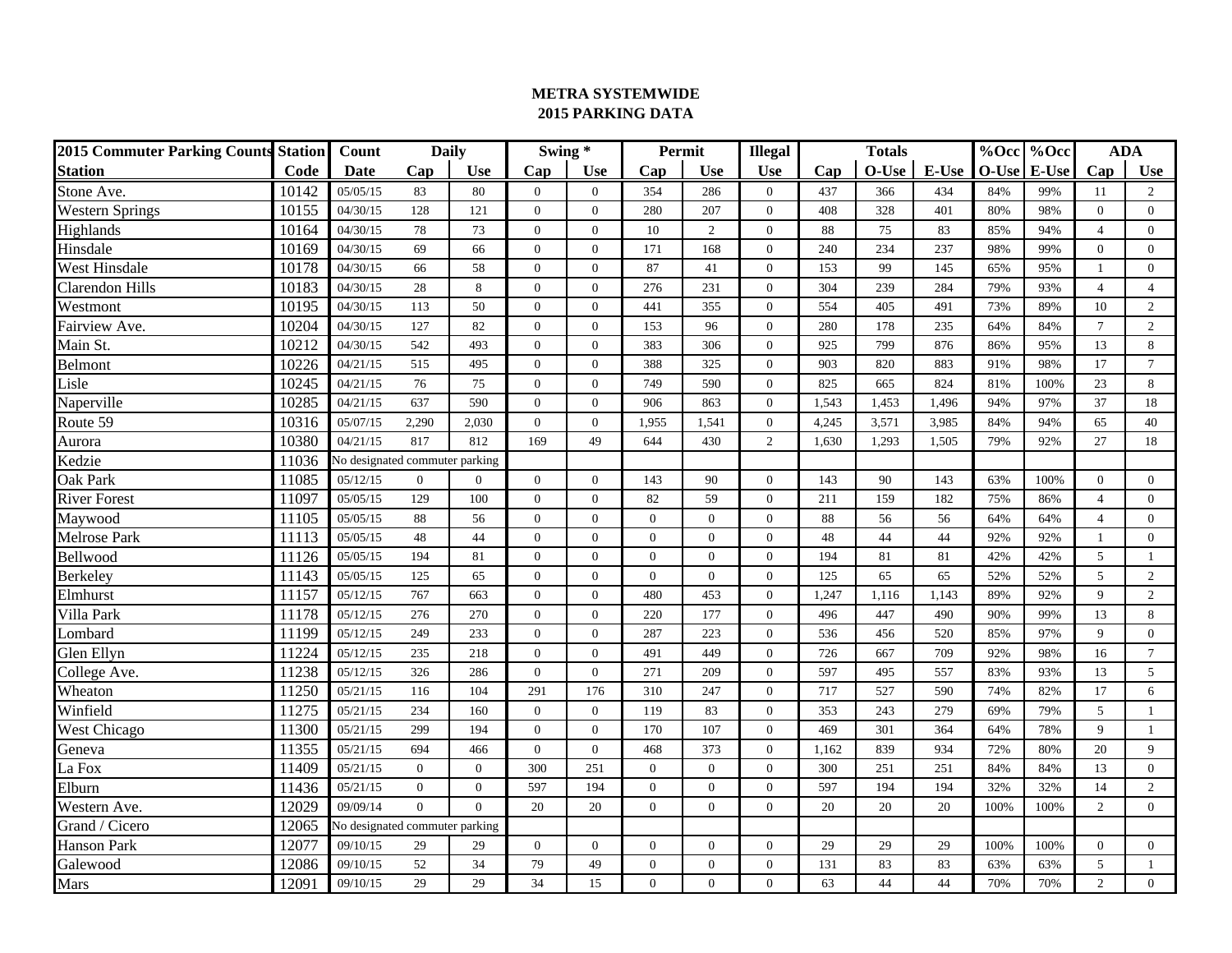**METRA SYSTEMWIDE**
**2015 PARKING DATA**

| 2015 Commuter Parking Counts | Station | Count | Daily | | Swing * | | Permit | | Illegal | Totals | | | %Occ | %Occ | ADA | |
|---|---|---|---|---|---|---|---|---|---|---|---|---|---|---|---|---|
| Station | Code | Date | Cap | Use | Cap | Use | Cap | Use | Use | Cap | O-Use | E-Use | O-Use | E-Use | Cap | Use |
| Stone Ave. | 10142 | 05/05/15 | 83 | 80 | 0 | 0 | 354 | 286 | 0 | 437 | 366 | 434 | 84% | 99% | 11 | 2 |
| Western Springs | 10155 | 04/30/15 | 128 | 121 | 0 | 0 | 280 | 207 | 0 | 408 | 328 | 401 | 80% | 98% | 0 | 0 |
| Highlands | 10164 | 04/30/15 | 78 | 73 | 0 | 0 | 10 | 2 | 0 | 88 | 75 | 83 | 85% | 94% | 4 | 0 |
| Hinsdale | 10169 | 04/30/15 | 69 | 66 | 0 | 0 | 171 | 168 | 0 | 240 | 234 | 237 | 98% | 99% | 0 | 0 |
| West Hinsdale | 10178 | 04/30/15 | 66 | 58 | 0 | 0 | 87 | 41 | 0 | 153 | 99 | 145 | 65% | 95% | 1 | 0 |
| Clarendon Hills | 10183 | 04/30/15 | 28 | 8 | 0 | 0 | 276 | 231 | 0 | 304 | 239 | 284 | 79% | 93% | 4 | 4 |
| Westmont | 10195 | 04/30/15 | 113 | 50 | 0 | 0 | 441 | 355 | 0 | 554 | 405 | 491 | 73% | 89% | 10 | 2 |
| Fairview Ave. | 10204 | 04/30/15 | 127 | 82 | 0 | 0 | 153 | 96 | 0 | 280 | 178 | 235 | 64% | 84% | 7 | 2 |
| Main St. | 10212 | 04/30/15 | 542 | 493 | 0 | 0 | 383 | 306 | 0 | 925 | 799 | 876 | 86% | 95% | 13 | 8 |
| Belmont | 10226 | 04/21/15 | 515 | 495 | 0 | 0 | 388 | 325 | 0 | 903 | 820 | 883 | 91% | 98% | 17 | 7 |
| Lisle | 10245 | 04/21/15 | 76 | 75 | 0 | 0 | 749 | 590 | 0 | 825 | 665 | 824 | 81% | 100% | 23 | 8 |
| Naperville | 10285 | 04/21/15 | 637 | 590 | 0 | 0 | 906 | 863 | 0 | 1,543 | 1,453 | 1,496 | 94% | 97% | 37 | 18 |
| Route 59 | 10316 | 05/07/15 | 2,290 | 2,030 | 0 | 0 | 1,955 | 1,541 | 0 | 4,245 | 3,571 | 3,985 | 84% | 94% | 65 | 40 |
| Aurora | 10380 | 04/21/15 | 817 | 812 | 169 | 49 | 644 | 430 | 2 | 1,630 | 1,293 | 1,505 | 79% | 92% | 27 | 18 |
| Kedzie | 11036 | No designated commuter parking | | | | | | | | | | | | | | |
| Oak Park | 11085 | 05/12/15 | 0 | 0 | 0 | 0 | 143 | 90 | 0 | 143 | 90 | 143 | 63% | 100% | 0 | 0 |
| River Forest | 11097 | 05/05/15 | 129 | 100 | 0 | 0 | 82 | 59 | 0 | 211 | 159 | 182 | 75% | 86% | 4 | 0 |
| Maywood | 11105 | 05/05/15 | 88 | 56 | 0 | 0 | 0 | 0 | 0 | 88 | 56 | 56 | 64% | 64% | 4 | 0 |
| Melrose Park | 11113 | 05/05/15 | 48 | 44 | 0 | 0 | 0 | 0 | 0 | 48 | 44 | 44 | 92% | 92% | 1 | 0 |
| Bellwood | 11126 | 05/05/15 | 194 | 81 | 0 | 0 | 0 | 0 | 0 | 194 | 81 | 81 | 42% | 42% | 5 | 1 |
| Berkeley | 11143 | 05/05/15 | 125 | 65 | 0 | 0 | 0 | 0 | 0 | 125 | 65 | 65 | 52% | 52% | 5 | 2 |
| Elmhurst | 11157 | 05/12/15 | 767 | 663 | 0 | 0 | 480 | 453 | 0 | 1,247 | 1,116 | 1,143 | 89% | 92% | 9 | 2 |
| Villa Park | 11178 | 05/12/15 | 276 | 270 | 0 | 0 | 220 | 177 | 0 | 496 | 447 | 490 | 90% | 99% | 13 | 8 |
| Lombard | 11199 | 05/12/15 | 249 | 233 | 0 | 0 | 287 | 223 | 0 | 536 | 456 | 520 | 85% | 97% | 9 | 0 |
| Glen Ellyn | 11224 | 05/12/15 | 235 | 218 | 0 | 0 | 491 | 449 | 0 | 726 | 667 | 709 | 92% | 98% | 16 | 7 |
| College Ave. | 11238 | 05/12/15 | 326 | 286 | 0 | 0 | 271 | 209 | 0 | 597 | 495 | 557 | 83% | 93% | 13 | 5 |
| Wheaton | 11250 | 05/21/15 | 116 | 104 | 291 | 176 | 310 | 247 | 0 | 717 | 527 | 590 | 74% | 82% | 17 | 6 |
| Winfield | 11275 | 05/21/15 | 234 | 160 | 0 | 0 | 119 | 83 | 0 | 353 | 243 | 279 | 69% | 79% | 5 | 1 |
| West Chicago | 11300 | 05/21/15 | 299 | 194 | 0 | 0 | 170 | 107 | 0 | 469 | 301 | 364 | 64% | 78% | 9 | 1 |
| Geneva | 11355 | 05/21/15 | 694 | 466 | 0 | 0 | 468 | 373 | 0 | 1,162 | 839 | 934 | 72% | 80% | 20 | 9 |
| La Fox | 11409 | 05/21/15 | 0 | 0 | 300 | 251 | 0 | 0 | 0 | 300 | 251 | 251 | 84% | 84% | 13 | 0 |
| Elburn | 11436 | 05/21/15 | 0 | 0 | 597 | 194 | 0 | 0 | 0 | 597 | 194 | 194 | 32% | 32% | 14 | 2 |
| Western Ave. | 12029 | 09/09/14 | 0 | 0 | 20 | 20 | 0 | 0 | 0 | 20 | 20 | 20 | 100% | 100% | 2 | 0 |
| Grand / Cicero | 12065 | No designated commuter parking | | | | | | | | | | | | | | |
| Hanson Park | 12077 | 09/10/15 | 29 | 29 | 0 | 0 | 0 | 0 | 0 | 29 | 29 | 29 | 100% | 100% | 0 | 0 |
| Galewood | 12086 | 09/10/15 | 52 | 34 | 79 | 49 | 0 | 0 | 0 | 131 | 83 | 83 | 63% | 63% | 5 | 1 |
| Mars | 12091 | 09/10/15 | 29 | 29 | 34 | 15 | 0 | 0 | 0 | 63 | 44 | 44 | 70% | 70% | 2 | 0 |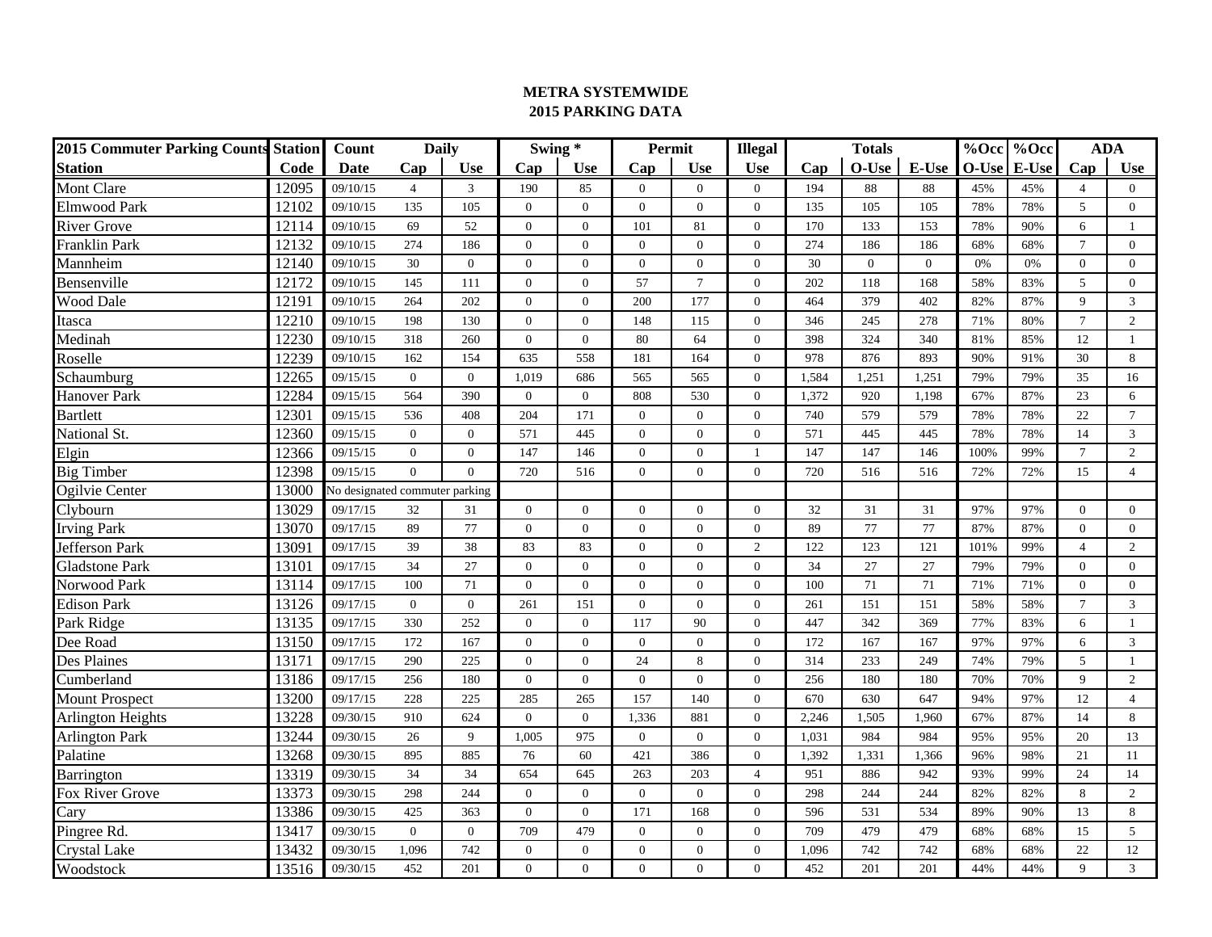**METRA SYSTEMWIDE**
**2015 PARKING DATA**

| 2015 Commuter Parking Counts | Station | Count | Daily | | Swing * | | Permit | | Illegal | Totals | | | %Occ | %Occ | ADA | |
|---|---|---|---|---|---|---|---|---|---|---|---|---|---|---|---|---|
| Station | Code | Date | Cap | Use | Cap | Use | Cap | Use | Use | Cap | O-Use | E-Use | O-Use | E-Use | Cap | Use |
| Mont Clare | 12095 | 09/10/15 | 4 | 3 | 190 | 85 | 0 | 0 | 0 | 194 | 88 | 88 | 45% | 45% | 4 | 0 |
| Elmwood Park | 12102 | 09/10/15 | 135 | 105 | 0 | 0 | 0 | 0 | 0 | 135 | 105 | 105 | 78% | 78% | 5 | 0 |
| River Grove | 12114 | 09/10/15 | 69 | 52 | 0 | 0 | 101 | 81 | 0 | 170 | 133 | 153 | 78% | 90% | 6 | 1 |
| Franklin Park | 12132 | 09/10/15 | 274 | 186 | 0 | 0 | 0 | 0 | 0 | 274 | 186 | 186 | 68% | 68% | 7 | 0 |
| Mannheim | 12140 | 09/10/15 | 30 | 0 | 0 | 0 | 0 | 0 | 0 | 30 | 0 | 0 | 0% | 0% | 0 | 0 |
| Bensenville | 12172 | 09/10/15 | 145 | 111 | 0 | 0 | 57 | 7 | 0 | 202 | 118 | 168 | 58% | 83% | 5 | 0 |
| Wood Dale | 12191 | 09/10/15 | 264 | 202 | 0 | 0 | 200 | 177 | 0 | 464 | 379 | 402 | 82% | 87% | 9 | 3 |
| Itasca | 12210 | 09/10/15 | 198 | 130 | 0 | 0 | 148 | 115 | 0 | 346 | 245 | 278 | 71% | 80% | 7 | 2 |
| Medinah | 12230 | 09/10/15 | 318 | 260 | 0 | 0 | 80 | 64 | 0 | 398 | 324 | 340 | 81% | 85% | 12 | 1 |
| Roselle | 12239 | 09/10/15 | 162 | 154 | 635 | 558 | 181 | 164 | 0 | 978 | 876 | 893 | 90% | 91% | 30 | 8 |
| Schaumburg | 12265 | 09/15/15 | 0 | 0 | 1,019 | 686 | 565 | 565 | 0 | 1,584 | 1,251 | 1,251 | 79% | 79% | 35 | 16 |
| Hanover Park | 12284 | 09/15/15 | 564 | 390 | 0 | 0 | 808 | 530 | 0 | 1,372 | 920 | 1,198 | 67% | 87% | 23 | 6 |
| Bartlett | 12301 | 09/15/15 | 536 | 408 | 204 | 171 | 0 | 0 | 0 | 740 | 579 | 579 | 78% | 78% | 22 | 7 |
| National St. | 12360 | 09/15/15 | 0 | 0 | 571 | 445 | 0 | 0 | 0 | 571 | 445 | 445 | 78% | 78% | 14 | 3 |
| Elgin | 12366 | 09/15/15 | 0 | 0 | 147 | 146 | 0 | 0 | 1 | 147 | 147 | 146 | 100% | 99% | 7 | 2 |
| Big Timber | 12398 | 09/15/15 | 0 | 0 | 720 | 516 | 0 | 0 | 0 | 720 | 516 | 516 | 72% | 72% | 15 | 4 |
| Ogilvie Center | 13000 | No designated commuter parking | | | | | | | | | | | | | | |
| Clybourn | 13029 | 09/17/15 | 32 | 31 | 0 | 0 | 0 | 0 | 0 | 32 | 31 | 31 | 97% | 97% | 0 | 0 |
| Irving Park | 13070 | 09/17/15 | 89 | 77 | 0 | 0 | 0 | 0 | 0 | 89 | 77 | 77 | 87% | 87% | 0 | 0 |
| Jefferson Park | 13091 | 09/17/15 | 39 | 38 | 83 | 83 | 0 | 0 | 2 | 122 | 123 | 121 | 101% | 99% | 4 | 2 |
| Gladstone Park | 13101 | 09/17/15 | 34 | 27 | 0 | 0 | 0 | 0 | 0 | 34 | 27 | 27 | 79% | 79% | 0 | 0 |
| Norwood Park | 13114 | 09/17/15 | 100 | 71 | 0 | 0 | 0 | 0 | 0 | 100 | 71 | 71 | 71% | 71% | 0 | 0 |
| Edison Park | 13126 | 09/17/15 | 0 | 0 | 261 | 151 | 0 | 0 | 0 | 261 | 151 | 151 | 58% | 58% | 7 | 3 |
| Park Ridge | 13135 | 09/17/15 | 330 | 252 | 0 | 0 | 117 | 90 | 0 | 447 | 342 | 369 | 77% | 83% | 6 | 1 |
| Dee Road | 13150 | 09/17/15 | 172 | 167 | 0 | 0 | 0 | 0 | 0 | 172 | 167 | 167 | 97% | 97% | 6 | 3 |
| Des Plaines | 13171 | 09/17/15 | 290 | 225 | 0 | 0 | 24 | 8 | 0 | 314 | 233 | 249 | 74% | 79% | 5 | 1 |
| Cumberland | 13186 | 09/17/15 | 256 | 180 | 0 | 0 | 0 | 0 | 0 | 256 | 180 | 180 | 70% | 70% | 9 | 2 |
| Mount Prospect | 13200 | 09/17/15 | 228 | 225 | 285 | 265 | 157 | 140 | 0 | 670 | 630 | 647 | 94% | 97% | 12 | 4 |
| Arlington Heights | 13228 | 09/30/15 | 910 | 624 | 0 | 0 | 1,336 | 881 | 0 | 2,246 | 1,505 | 1,960 | 67% | 87% | 14 | 8 |
| Arlington Park | 13244 | 09/30/15 | 26 | 9 | 1,005 | 975 | 0 | 0 | 0 | 1,031 | 984 | 984 | 95% | 95% | 20 | 13 |
| Palatine | 13268 | 09/30/15 | 895 | 885 | 76 | 60 | 421 | 386 | 0 | 1,392 | 1,331 | 1,366 | 96% | 98% | 21 | 11 |
| Barrington | 13319 | 09/30/15 | 34 | 34 | 654 | 645 | 263 | 203 | 4 | 951 | 886 | 942 | 93% | 99% | 24 | 14 |
| Fox River Grove | 13373 | 09/30/15 | 298 | 244 | 0 | 0 | 0 | 0 | 0 | 298 | 244 | 244 | 82% | 82% | 8 | 2 |
| Cary | 13386 | 09/30/15 | 425 | 363 | 0 | 0 | 171 | 168 | 0 | 596 | 531 | 534 | 89% | 90% | 13 | 8 |
| Pingree Rd. | 13417 | 09/30/15 | 0 | 0 | 709 | 479 | 0 | 0 | 0 | 709 | 479 | 479 | 68% | 68% | 15 | 5 |
| Crystal Lake | 13432 | 09/30/15 | 1,096 | 742 | 0 | 0 | 0 | 0 | 0 | 1,096 | 742 | 742 | 68% | 68% | 22 | 12 |
| Woodstock | 13516 | 09/30/15 | 452 | 201 | 0 | 0 | 0 | 0 | 0 | 452 | 201 | 201 | 44% | 44% | 9 | 3 |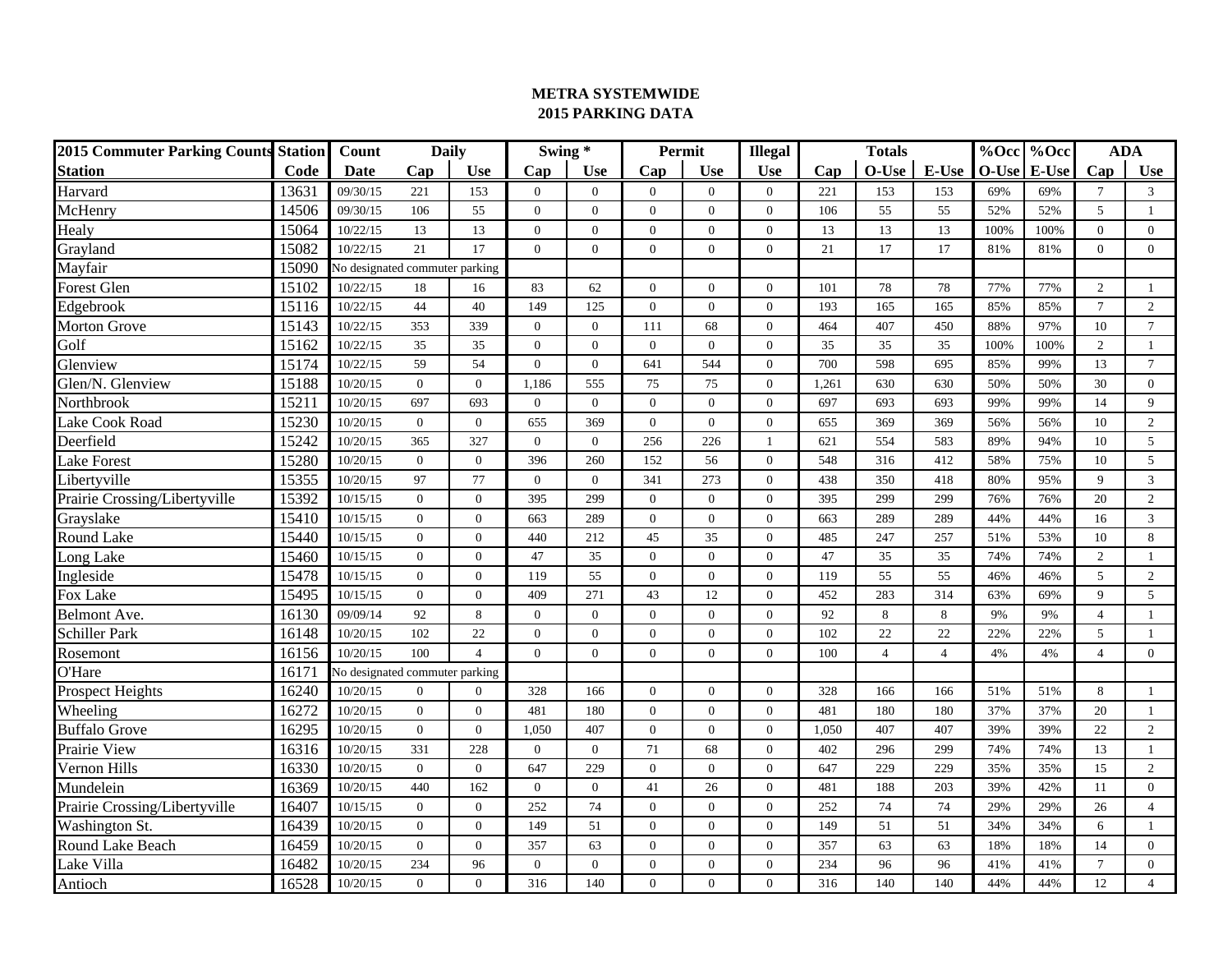# METRA SYSTEMWIDE
# 2015 PARKING DATA

| 2015 Commuter Parking Counts | Station | Count | Daily | | Swing * | | Permit | | Illegal | Totals | | | %Occ | %Occ | ADA | |
|---|---|---|---|---|---|---|---|---|---|---|---|---|---|---|---|---|
| Station | Code | Date | Cap | Use | Cap | Use | Cap | Use | Use | Cap | O-Use | E-Use | O-Use | E-Use | Cap | Use |
| Harvard | 13631 | 09/30/15 | 221 | 153 | 0 | 0 | 0 | 0 | 0 | 221 | 153 | 153 | 69% | 69% | 7 | 3 |
| McHenry | 14506 | 09/30/15 | 106 | 55 | 0 | 0 | 0 | 0 | 0 | 106 | 55 | 55 | 52% | 52% | 5 | 1 |
| Healy | 15064 | 10/22/15 | 13 | 13 | 0 | 0 | 0 | 0 | 0 | 13 | 13 | 13 | 100% | 100% | 0 | 0 |
| Grayland | 15082 | 10/22/15 | 21 | 17 | 0 | 0 | 0 | 0 | 0 | 21 | 17 | 17 | 81% | 81% | 0 | 0 |
| Mayfair | 15090 | No designated commuter parking | | | | | | | | | | | | | | |
| Forest Glen | 15102 | 10/22/15 | 18 | 16 | 83 | 62 | 0 | 0 | 0 | 101 | 78 | 78 | 77% | 77% | 2 | 1 |
| Edgebrook | 15116 | 10/22/15 | 44 | 40 | 149 | 125 | 0 | 0 | 0 | 193 | 165 | 165 | 85% | 85% | 7 | 2 |
| Morton Grove | 15143 | 10/22/15 | 353 | 339 | 0 | 0 | 111 | 68 | 0 | 464 | 407 | 450 | 88% | 97% | 10 | 7 |
| Golf | 15162 | 10/22/15 | 35 | 35 | 0 | 0 | 0 | 0 | 0 | 35 | 35 | 35 | 100% | 100% | 2 | 1 |
| Glenview | 15174 | 10/22/15 | 59 | 54 | 0 | 0 | 641 | 544 | 0 | 700 | 598 | 695 | 85% | 99% | 13 | 7 |
| Glen/N. Glenview | 15188 | 10/20/15 | 0 | 0 | 1,186 | 555 | 75 | 75 | 0 | 1,261 | 630 | 630 | 50% | 50% | 30 | 0 |
| Northbrook | 15211 | 10/20/15 | 697 | 693 | 0 | 0 | 0 | 0 | 0 | 697 | 693 | 693 | 99% | 99% | 14 | 9 |
| Lake Cook Road | 15230 | 10/20/15 | 0 | 0 | 655 | 369 | 0 | 0 | 0 | 655 | 369 | 369 | 56% | 56% | 10 | 2 |
| Deerfield | 15242 | 10/20/15 | 365 | 327 | 0 | 0 | 256 | 226 | 1 | 621 | 554 | 583 | 89% | 94% | 10 | 5 |
| Lake Forest | 15280 | 10/20/15 | 0 | 0 | 396 | 260 | 152 | 56 | 0 | 548 | 316 | 412 | 58% | 75% | 10 | 5 |
| Libertyville | 15355 | 10/20/15 | 97 | 77 | 0 | 0 | 341 | 273 | 0 | 438 | 350 | 418 | 80% | 95% | 9 | 3 |
| Prairie Crossing/Libertyville | 15392 | 10/15/15 | 0 | 0 | 395 | 299 | 0 | 0 | 0 | 395 | 299 | 299 | 76% | 76% | 20 | 2 |
| Grayslake | 15410 | 10/15/15 | 0 | 0 | 663 | 289 | 0 | 0 | 0 | 663 | 289 | 289 | 44% | 44% | 16 | 3 |
| Round Lake | 15440 | 10/15/15 | 0 | 0 | 440 | 212 | 45 | 35 | 0 | 485 | 247 | 257 | 51% | 53% | 10 | 8 |
| Long Lake | 15460 | 10/15/15 | 0 | 0 | 47 | 35 | 0 | 0 | 0 | 47 | 35 | 35 | 74% | 74% | 2 | 1 |
| Ingleside | 15478 | 10/15/15 | 0 | 0 | 119 | 55 | 0 | 0 | 0 | 119 | 55 | 55 | 46% | 46% | 5 | 2 |
| Fox Lake | 15495 | 10/15/15 | 0 | 0 | 409 | 271 | 43 | 12 | 0 | 452 | 283 | 314 | 63% | 69% | 9 | 5 |
| Belmont Ave. | 16130 | 09/09/14 | 92 | 8 | 0 | 0 | 0 | 0 | 0 | 92 | 8 | 8 | 9% | 9% | 4 | 1 |
| Schiller Park | 16148 | 10/20/15 | 102 | 22 | 0 | 0 | 0 | 0 | 0 | 102 | 22 | 22 | 22% | 22% | 5 | 1 |
| Rosemont | 16156 | 10/20/15 | 100 | 4 | 0 | 0 | 0 | 0 | 0 | 100 | 4 | 4 | 4% | 4% | 4 | 0 |
| O'Hare | 16171 | No designated commuter parking | | | | | | | | | | | | | | |
| Prospect Heights | 16240 | 10/20/15 | 0 | 0 | 328 | 166 | 0 | 0 | 0 | 328 | 166 | 166 | 51% | 51% | 8 | 1 |
| Wheeling | 16272 | 10/20/15 | 0 | 0 | 481 | 180 | 0 | 0 | 0 | 481 | 180 | 180 | 37% | 37% | 20 | 1 |
| Buffalo Grove | 16295 | 10/20/15 | 0 | 0 | 1,050 | 407 | 0 | 0 | 0 | 1,050 | 407 | 407 | 39% | 39% | 22 | 2 |
| Prairie View | 16316 | 10/20/15 | 331 | 228 | 0 | 0 | 71 | 68 | 0 | 402 | 296 | 299 | 74% | 74% | 13 | 1 |
| Vernon Hills | 16330 | 10/20/15 | 0 | 0 | 647 | 229 | 0 | 0 | 0 | 647 | 229 | 229 | 35% | 35% | 15 | 2 |
| Mundelein | 16369 | 10/20/15 | 440 | 162 | 0 | 0 | 41 | 26 | 0 | 481 | 188 | 203 | 39% | 42% | 11 | 0 |
| Prairie Crossing/Libertyville | 16407 | 10/15/15 | 0 | 0 | 252 | 74 | 0 | 0 | 0 | 252 | 74 | 74 | 29% | 29% | 26 | 4 |
| Washington St. | 16439 | 10/20/15 | 0 | 0 | 149 | 51 | 0 | 0 | 0 | 149 | 51 | 51 | 34% | 34% | 6 | 1 |
| Round Lake Beach | 16459 | 10/20/15 | 0 | 0 | 357 | 63 | 0 | 0 | 0 | 357 | 63 | 63 | 18% | 18% | 14 | 0 |
| Lake Villa | 16482 | 10/20/15 | 234 | 96 | 0 | 0 | 0 | 0 | 0 | 234 | 96 | 96 | 41% | 41% | 7 | 0 |
| Antioch | 16528 | 10/20/15 | 0 | 0 | 316 | 140 | 0 | 0 | 0 | 316 | 140 | 140 | 44% | 44% | 12 | 4 |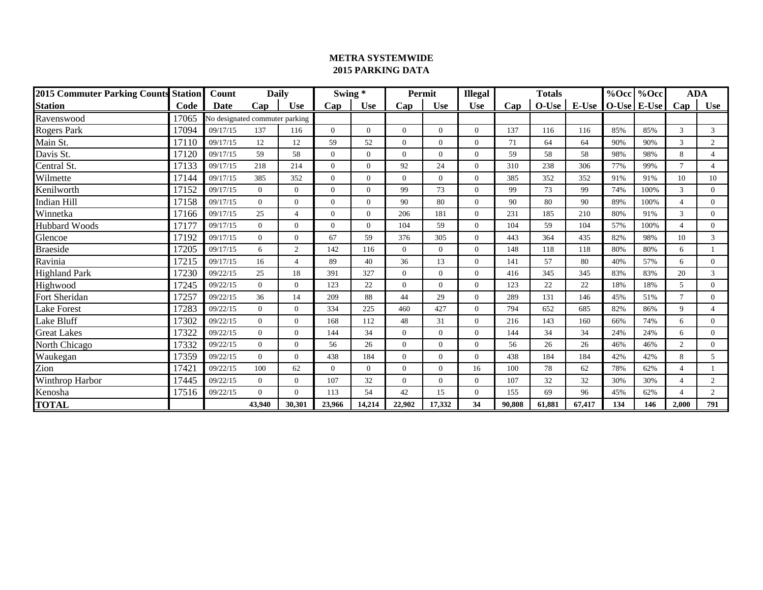**METRA SYSTEMWIDE**
**2015 PARKING DATA**

| 2015 Commuter Parking Counts | Station | Count | Daily | | Swing * | | Permit | | Illegal | Totals | | | %Occ | %Occ | ADA | |
|---|---|---|---|---|---|---|---|---|---|---|---|---|---|---|---|---|
| **Station** | **Code** | **Date** | **Cap** | **Use** | **Cap** | **Use** | **Cap** | **Use** | **Use** | **Cap** | **O-Use** | **E-Use** | **O-Use** | **E-Use** | **Cap** | **Use** |
| Ravenswood | 17065 | No designated commuter parking | | | | | | | | | | | | | | |
| Rogers Park | 17094 | 09/17/15 | 137 | 116 | 0 | 0 | 0 | 0 | 0 | 137 | 116 | 116 | 85% | 85% | 3 | 3 |
| Main St. | 17110 | 09/17/15 | 12 | 12 | 59 | 52 | 0 | 0 | 0 | 71 | 64 | 64 | 90% | 90% | 3 | 2 |
| Davis St. | 17120 | 09/17/15 | 59 | 58 | 0 | 0 | 0 | 0 | 0 | 59 | 58 | 58 | 98% | 98% | 8 | 4 |
| Central St. | 17133 | 09/17/15 | 218 | 214 | 0 | 0 | 92 | 24 | 0 | 310 | 238 | 306 | 77% | 99% | 7 | 4 |
| Wilmette | 17144 | 09/17/15 | 385 | 352 | 0 | 0 | 0 | 0 | 0 | 385 | 352 | 352 | 91% | 91% | 10 | 10 |
| Kenilworth | 17152 | 09/17/15 | 0 | 0 | 0 | 0 | 99 | 73 | 0 | 99 | 73 | 99 | 74% | 100% | 3 | 0 |
| Indian Hill | 17158 | 09/17/15 | 0 | 0 | 0 | 0 | 90 | 80 | 0 | 90 | 80 | 90 | 89% | 100% | 4 | 0 |
| Winnetka | 17166 | 09/17/15 | 25 | 4 | 0 | 0 | 206 | 181 | 0 | 231 | 185 | 210 | 80% | 91% | 3 | 0 |
| Hubbard Woods | 17177 | 09/17/15 | 0 | 0 | 0 | 0 | 104 | 59 | 0 | 104 | 59 | 104 | 57% | 100% | 4 | 0 |
| Glencoe | 17192 | 09/17/15 | 0 | 0 | 67 | 59 | 376 | 305 | 0 | 443 | 364 | 435 | 82% | 98% | 10 | 3 |
| Braeside | 17205 | 09/17/15 | 6 | 2 | 142 | 116 | 0 | 0 | 0 | 148 | 118 | 118 | 80% | 80% | 6 | 1 |
| Ravinia | 17215 | 09/17/15 | 16 | 4 | 89 | 40 | 36 | 13 | 0 | 141 | 57 | 80 | 40% | 57% | 6 | 0 |
| Highland Park | 17230 | 09/22/15 | 25 | 18 | 391 | 327 | 0 | 0 | 0 | 416 | 345 | 345 | 83% | 83% | 20 | 3 |
| Highwood | 17245 | 09/22/15 | 0 | 0 | 123 | 22 | 0 | 0 | 0 | 123 | 22 | 22 | 18% | 18% | 5 | 0 |
| Fort Sheridan | 17257 | 09/22/15 | 36 | 14 | 209 | 88 | 44 | 29 | 0 | 289 | 131 | 146 | 45% | 51% | 7 | 0 |
| Lake Forest | 17283 | 09/22/15 | 0 | 0 | 334 | 225 | 460 | 427 | 0 | 794 | 652 | 685 | 82% | 86% | 9 | 4 |
| Lake Bluff | 17302 | 09/22/15 | 0 | 0 | 168 | 112 | 48 | 31 | 0 | 216 | 143 | 160 | 66% | 74% | 6 | 0 |
| Great Lakes | 17322 | 09/22/15 | 0 | 0 | 144 | 34 | 0 | 0 | 0 | 144 | 34 | 34 | 24% | 24% | 6 | 0 |
| North Chicago | 17332 | 09/22/15 | 0 | 0 | 56 | 26 | 0 | 0 | 0 | 56 | 26 | 26 | 46% | 46% | 2 | 0 |
| Waukegan | 17359 | 09/22/15 | 0 | 0 | 438 | 184 | 0 | 0 | 0 | 438 | 184 | 184 | 42% | 42% | 8 | 5 |
| Zion | 17421 | 09/22/15 | 100 | 62 | 0 | 0 | 0 | 0 | 16 | 100 | 78 | 62 | 78% | 62% | 4 | 1 |
| Winthrop Harbor | 17445 | 09/22/15 | 0 | 0 | 107 | 32 | 0 | 0 | 0 | 107 | 32 | 32 | 30% | 30% | 4 | 2 |
| Kenosha | 17516 | 09/22/15 | 0 | 0 | 113 | 54 | 42 | 15 | 0 | 155 | 69 | 96 | 45% | 62% | 4 | 2 |
| **TOTAL** | | | **43,940** | **30,301** | **23,966** | **14,214** | **22,902** | **17,332** | **34** | **90,808** | **61,881** | **67,417** | **134** | **146** | **2,000** | **791** |